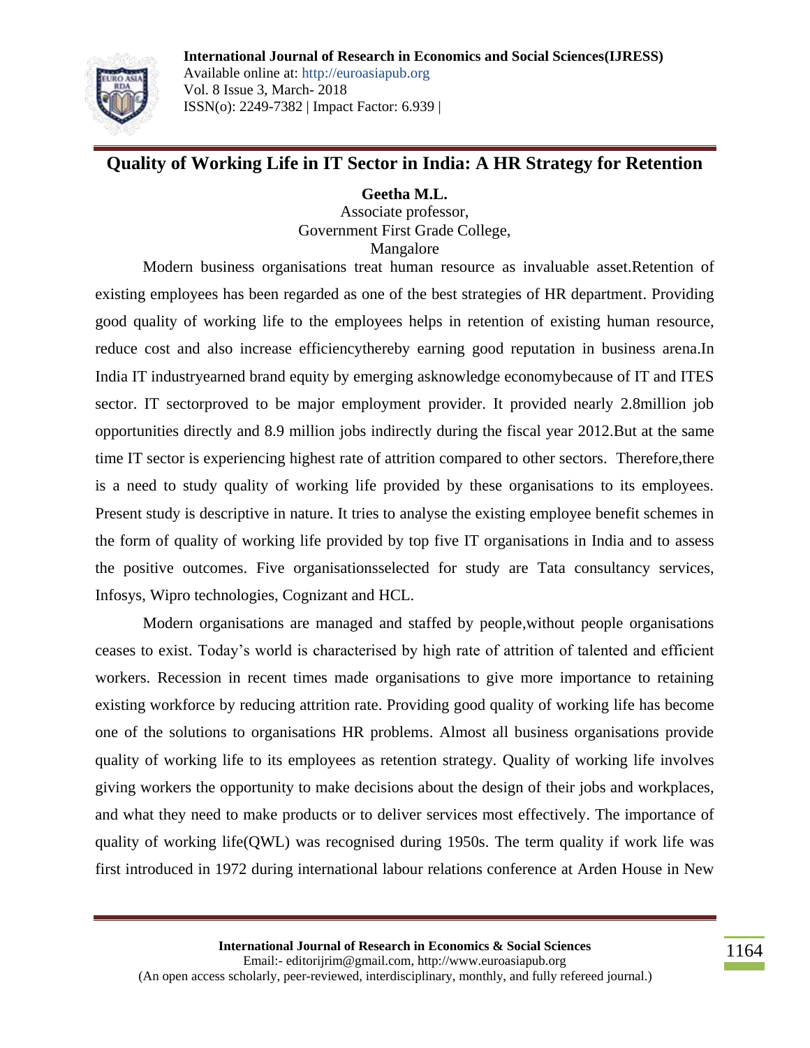# Quality of Working Life in IT Sector in India: A HR Strategy for Retention

**Geetha M.L.**
Associate professor,
Government First Grade College,
Mangalore

Modern business organisations treat human resource as invaluable asset.Retention of existing employees has been regarded as one of the best strategies of HR department. Providing good quality of working life to the employees helps in retention of existing human resource, reduce cost and also increase efficiencythereby earning good reputation in business arena.In India IT industryearned brand equity by emerging asknowledge economybecause of IT and ITES sector. IT sectorproved to be major employment provider. It provided nearly 2.8million job opportunities directly and 8.9 million jobs indirectly during the fiscal year 2012.But at the same time IT sector is experiencing highest rate of attrition compared to other sectors. Therefore,there is a need to study quality of working life provided by these organisations to its employees. Present study is descriptive in nature. It tries to analyse the existing employee benefit schemes in the form of quality of working life provided by top five IT organisations in India and to assess the positive outcomes. Five organisationsselected for study are Tata consultancy services, Infosys, Wipro technologies, Cognizant and HCL.

Modern organisations are managed and staffed by people,without people organisations ceases to exist. Today's world is characterised by high rate of attrition of talented and efficient workers. Recession in recent times made organisations to give more importance to retaining existing workforce by reducing attrition rate. Providing good quality of working life has become one of the solutions to organisations HR problems. Almost all business organisations provide quality of working life to its employees as retention strategy. Quality of working life involves giving workers the opportunity to make decisions about the design of their jobs and workplaces, and what they need to make products or to deliver services most effectively. The importance of quality of working life(QWL) was recognised during 1950s. The term quality if work life was first introduced in 1972 during international labour relations conference at Arden House in New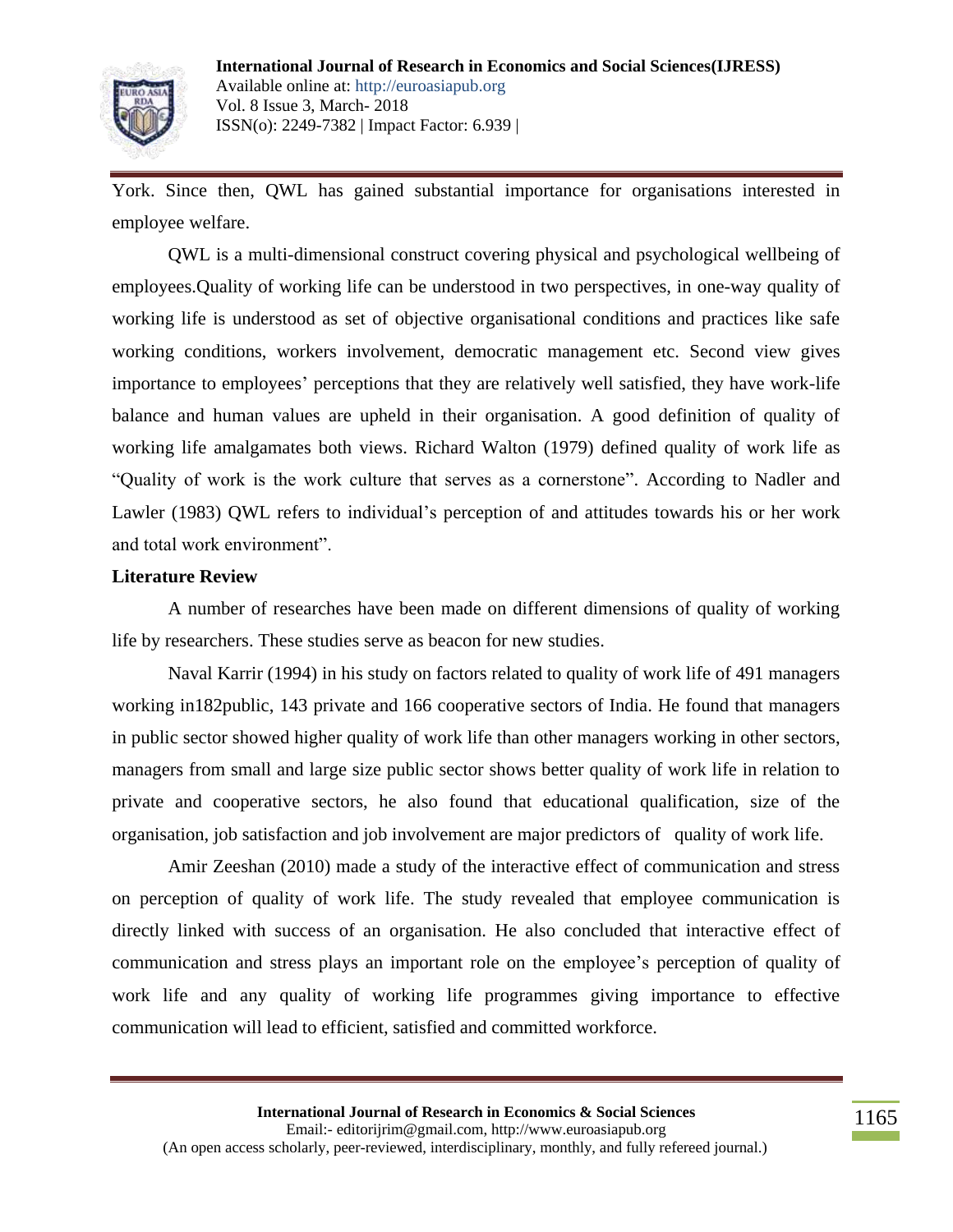York. Since then, QWL has gained substantial importance for organisations interested in employee welfare.

QWL is a multi-dimensional construct covering physical and psychological wellbeing of employees.Quality of working life can be understood in two perspectives, in one-way quality of working life is understood as set of objective organisational conditions and practices like safe working conditions, workers involvement, democratic management etc. Second view gives importance to employees' perceptions that they are relatively well satisfied, they have work-life balance and human values are upheld in their organisation. A good definition of quality of working life amalgamates both views. Richard Walton (1979) defined quality of work life as "Quality of work is the work culture that serves as a cornerstone". According to Nadler and Lawler (1983) QWL refers to individual's perception of and attitudes towards his or her work and total work environment".

**Literature Review**

A number of researches have been made on different dimensions of quality of working life by researchers. These studies serve as beacon for new studies.

Naval Karrir (1994) in his study on factors related to quality of work life of 491 managers working in182public, 143 private and 166 cooperative sectors of India. He found that managers in public sector showed higher quality of work life than other managers working in other sectors, managers from small and large size public sector shows better quality of work life in relation to private and cooperative sectors, he also found that educational qualification, size of the organisation, job satisfaction and job involvement are major predictors of quality of work life.

Amir Zeeshan (2010) made a study of the interactive effect of communication and stress on perception of quality of work life. The study revealed that employee communication is directly linked with success of an organisation. He also concluded that interactive effect of communication and stress plays an important role on the employee's perception of quality of work life and any quality of working life programmes giving importance to effective communication will lead to efficient, satisfied and committed workforce.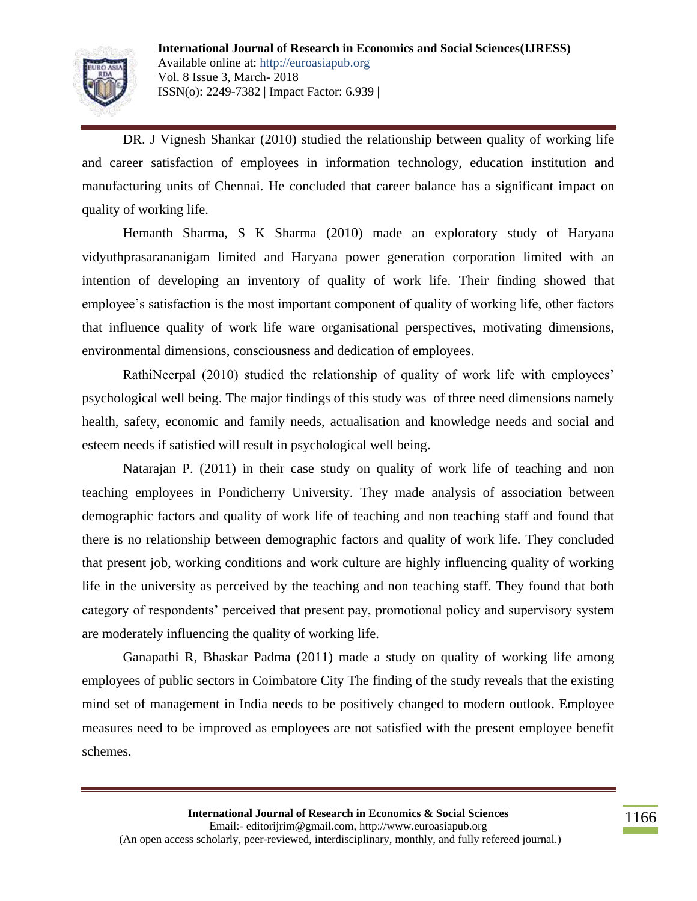DR. J Vignesh Shankar (2010) studied the relationship between quality of working life and career satisfaction of employees in information technology, education institution and manufacturing units of Chennai. He concluded that career balance has a significant impact on quality of working life.

Hemanth Sharma, S K Sharma (2010) made an exploratory study of Haryana vidyuthprasarananigam limited and Haryana power generation corporation limited with an intention of developing an inventory of quality of work life. Their finding showed that employee's satisfaction is the most important component of quality of working life, other factors that influence quality of work life ware organisational perspectives, motivating dimensions, environmental dimensions, consciousness and dedication of employees.

RathiNeerpal (2010) studied the relationship of quality of work life with employees' psychological well being. The major findings of this study was of three need dimensions namely health, safety, economic and family needs, actualisation and knowledge needs and social and esteem needs if satisfied will result in psychological well being.

Natarajan P. (2011) in their case study on quality of work life of teaching and non teaching employees in Pondicherry University. They made analysis of association between demographic factors and quality of work life of teaching and non teaching staff and found that there is no relationship between demographic factors and quality of work life. They concluded that present job, working conditions and work culture are highly influencing quality of working life in the university as perceived by the teaching and non teaching staff. They found that both category of respondents' perceived that present pay, promotional policy and supervisory system are moderately influencing the quality of working life.

Ganapathi R, Bhaskar Padma (2011) made a study on quality of working life among employees of public sectors in Coimbatore City The finding of the study reveals that the existing mind set of management in India needs to be positively changed to modern outlook. Employee measures need to be improved as employees are not satisfied with the present employee benefit schemes.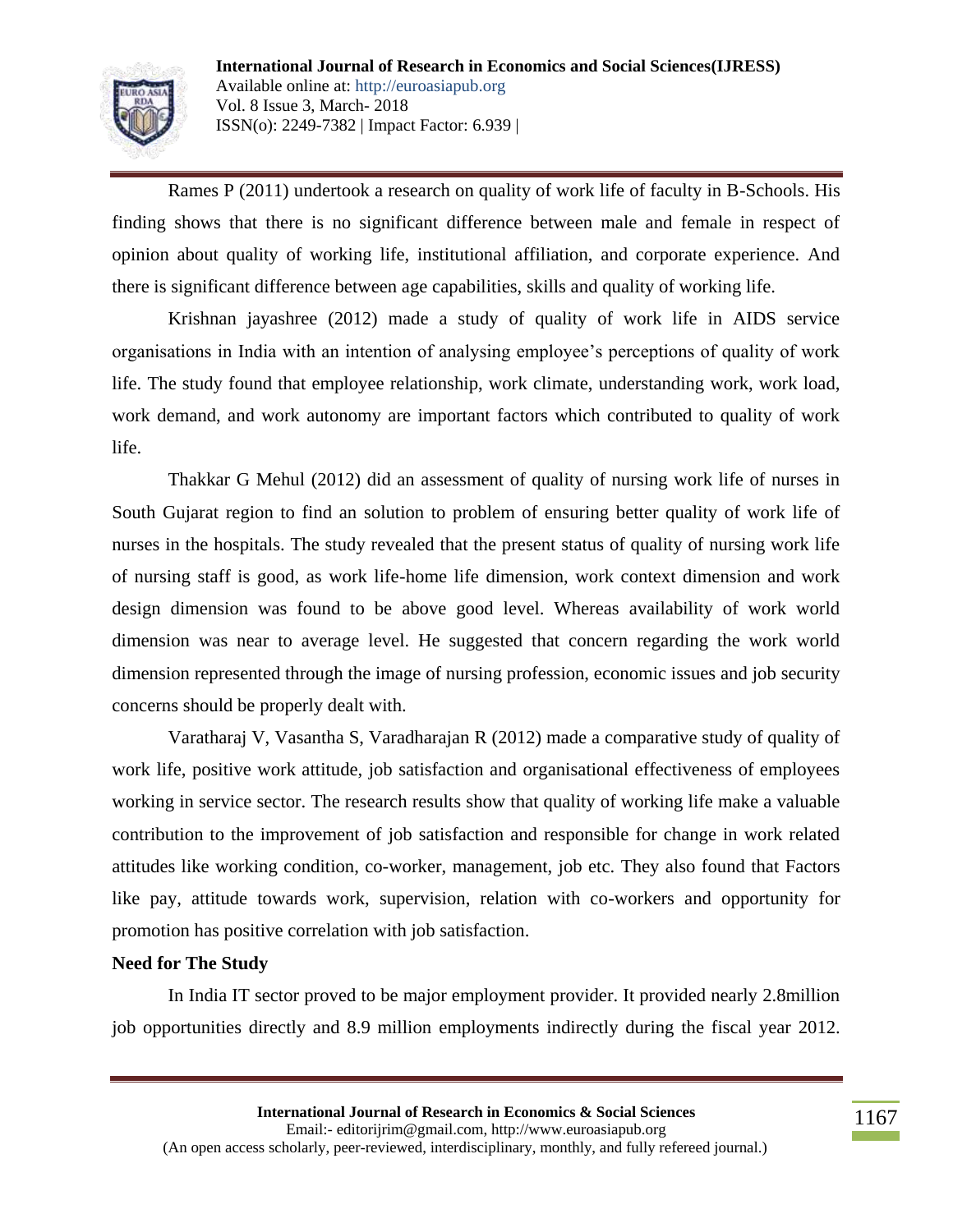Rames P (2011) undertook a research on quality of work life of faculty in B-Schools. His finding shows that there is no significant difference between male and female in respect of opinion about quality of working life, institutional affiliation, and corporate experience. And there is significant difference between age capabilities, skills and quality of working life.

Krishnan jayashree (2012) made a study of quality of work life in AIDS service organisations in India with an intention of analysing employee's perceptions of quality of work life. The study found that employee relationship, work climate, understanding work, work load, work demand, and work autonomy are important factors which contributed to quality of work life.

Thakkar G Mehul (2012) did an assessment of quality of nursing work life of nurses in South Gujarat region to find an solution to problem of ensuring better quality of work life of nurses in the hospitals. The study revealed that the present status of quality of nursing work life of nursing staff is good, as work life-home life dimension, work context dimension and work design dimension was found to be above good level. Whereas availability of work world dimension was near to average level. He suggested that concern regarding the work world dimension represented through the image of nursing profession, economic issues and job security concerns should be properly dealt with.

Varatharaj V, Vasantha S, Varadharajan R (2012) made a comparative study of quality of work life, positive work attitude, job satisfaction and organisational effectiveness of employees working in service sector. The research results show that quality of working life make a valuable contribution to the improvement of job satisfaction and responsible for change in work related attitudes like working condition, co-worker, management, job etc. They also found that Factors like pay, attitude towards work, supervision, relation with co-workers and opportunity for promotion has positive correlation with job satisfaction.

**Need for The Study**

In India IT sector proved to be major employment provider. It provided nearly 2.8million job opportunities directly and 8.9 million employments indirectly during the fiscal year 2012.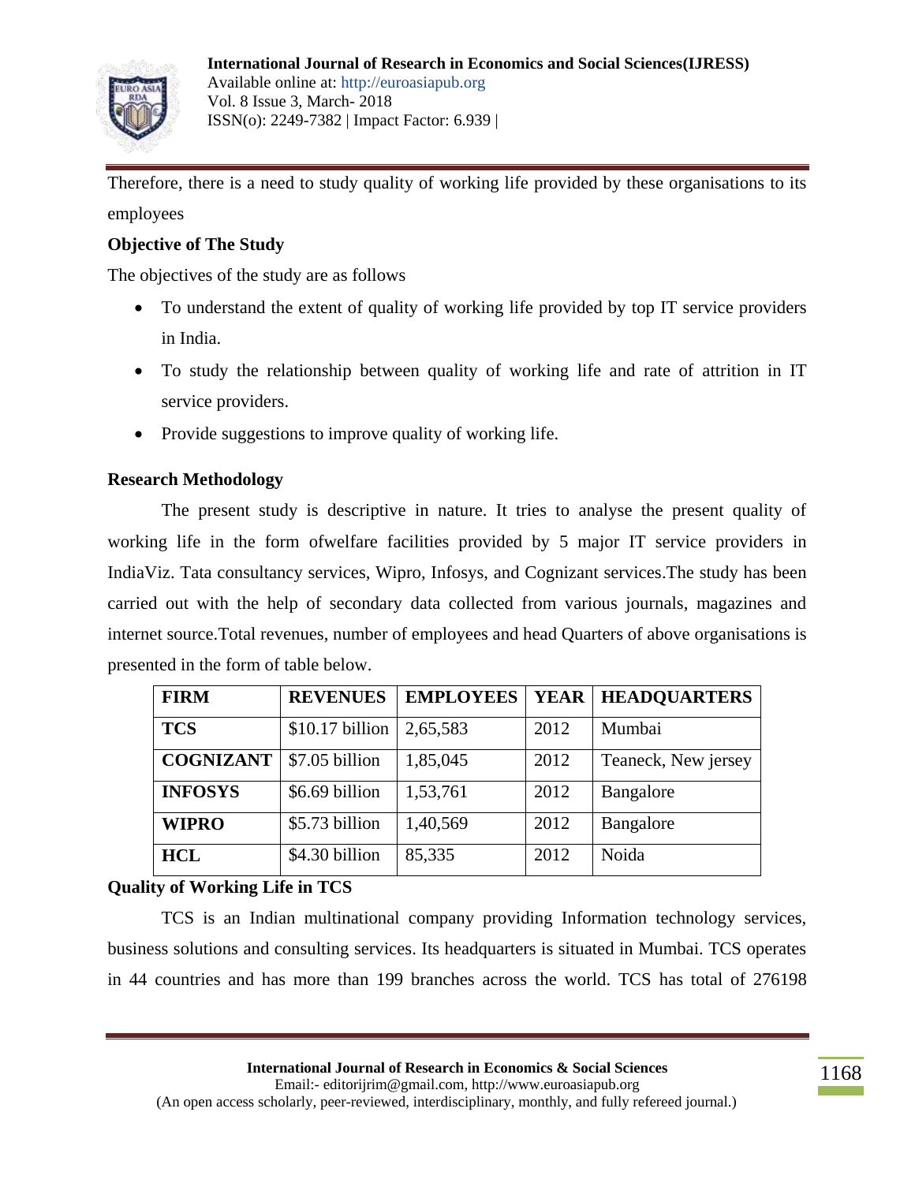Therefore, there is a need to study quality of working life provided by these organisations to its employees

**Objective of The Study**

The objectives of the study are as follows

- To understand the extent of quality of working life provided by top IT service providers in India.
- To study the relationship between quality of working life and rate of attrition in IT service providers.
- Provide suggestions to improve quality of working life.

**Research Methodology**

The present study is descriptive in nature. It tries to analyse the present quality of working life in the form ofwelfare facilities provided by 5 major IT service providers in IndiaViz. Tata consultancy services, Wipro, Infosys, and Cognizant services.The study has been carried out with the help of secondary data collected from various journals, magazines and internet source.Total revenues, number of employees and head Quarters of above organisations is presented in the form of table below.

| FIRM | REVENUES | EMPLOYEES | YEAR | HEADQUARTERS |
|---|---|---|---|---|
| **TCS** | $10.17 billion | 2,65,583 | 2012 | Mumbai |
| **COGNIZANT** | $7.05 billion | 1,85,045 | 2012 | Teaneck, New jersey |
| **INFOSYS** | $6.69 billion | 1,53,761 | 2012 | Bangalore |
| **WIPRO** | $5.73 billion | 1,40,569 | 2012 | Bangalore |
| **HCL** | $4.30 billion | 85,335 | 2012 | Noida |

**Quality of Working Life in TCS**

TCS is an Indian multinational company providing Information technology services, business solutions and consulting services. Its headquarters is situated in Mumbai. TCS operates in 44 countries and has more than 199 branches across the world. TCS has total of 276198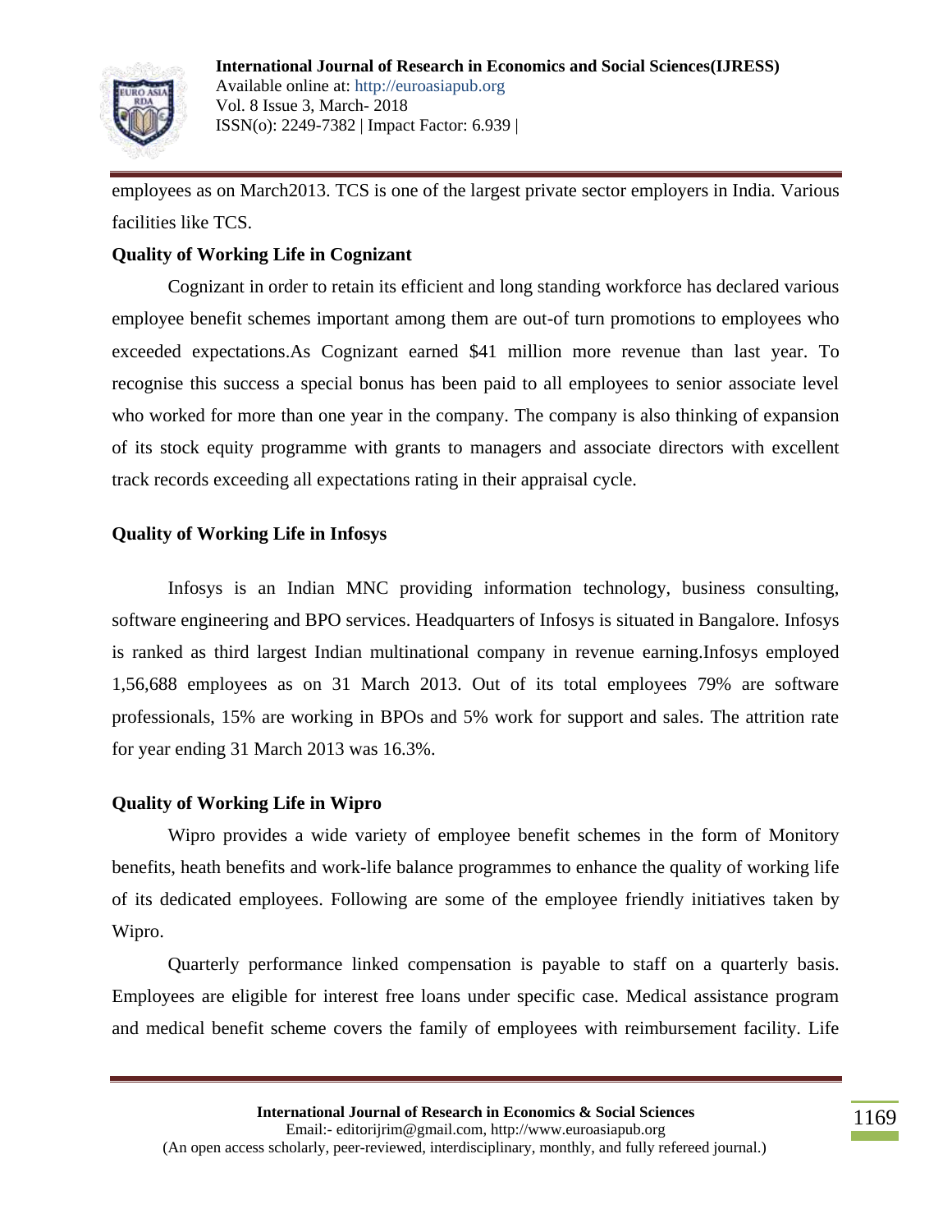employees as on March2013. TCS is one of the largest private sector employers in India. Various facilities like TCS.

**Quality of Working Life in Cognizant**

Cognizant in order to retain its efficient and long standing workforce has declared various employee benefit schemes important among them are out-of turn promotions to employees who exceeded expectations.As Cognizant earned $41 million more revenue than last year. To recognise this success a special bonus has been paid to all employees to senior associate level who worked for more than one year in the company. The company is also thinking of expansion of its stock equity programme with grants to managers and associate directors with excellent track records exceeding all expectations rating in their appraisal cycle.

**Quality of Working Life in Infosys**

Infosys is an Indian MNC providing information technology, business consulting, software engineering and BPO services. Headquarters of Infosys is situated in Bangalore. Infosys is ranked as third largest Indian multinational company in revenue earning.Infosys employed 1,56,688 employees as on 31 March 2013. Out of its total employees 79% are software professionals, 15% are working in BPOs and 5% work for support and sales. The attrition rate for year ending 31 March 2013 was 16.3%.

**Quality of Working Life in Wipro**

Wipro provides a wide variety of employee benefit schemes in the form of Monitory benefits, heath benefits and work-life balance programmes to enhance the quality of working life of its dedicated employees. Following are some of the employee friendly initiatives taken by Wipro.

Quarterly performance linked compensation is payable to staff on a quarterly basis. Employees are eligible for interest free loans under specific case. Medical assistance program and medical benefit scheme covers the family of employees with reimbursement facility. Life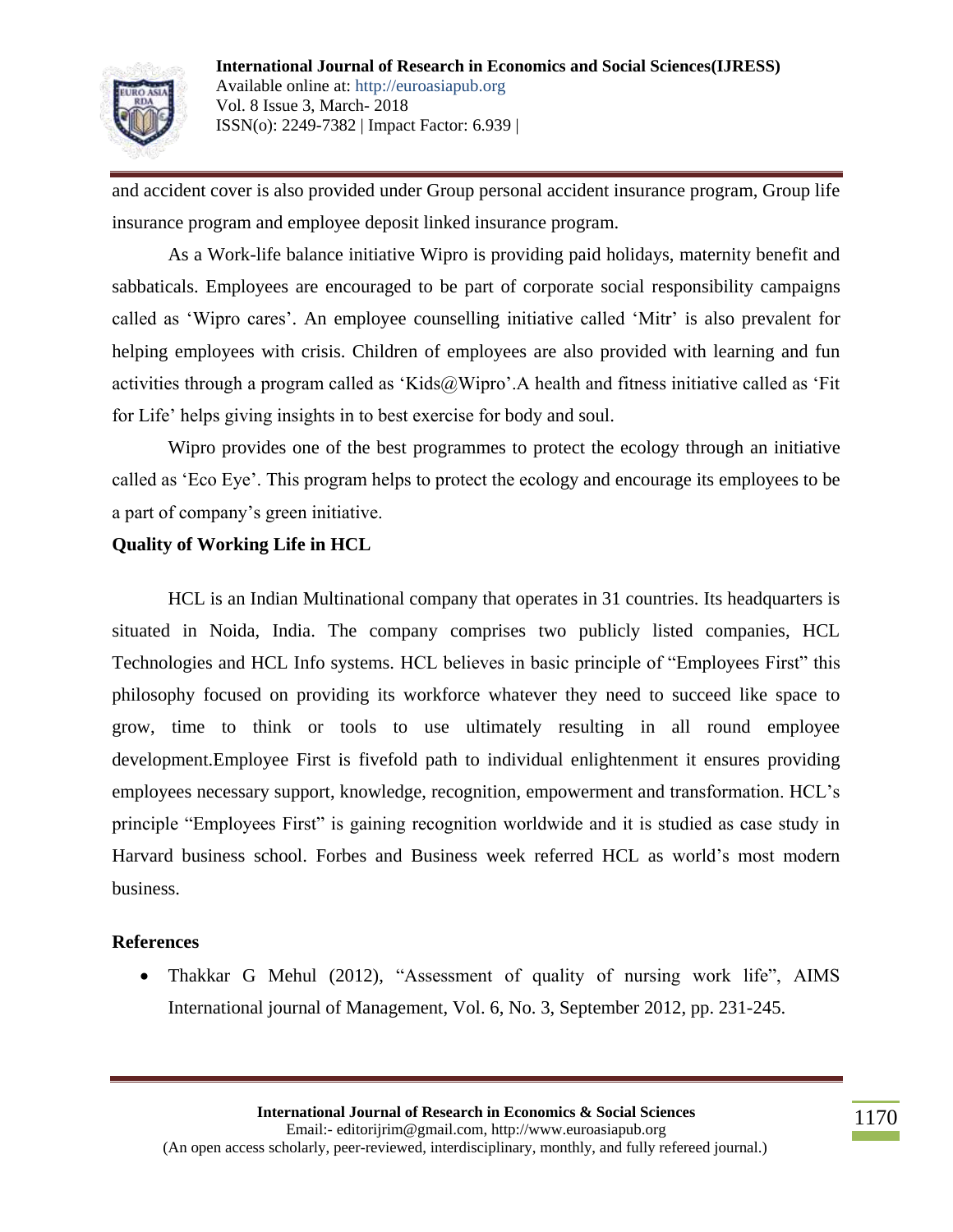and accident cover is also provided under Group personal accident insurance program, Group life insurance program and employee deposit linked insurance program.

As a Work-life balance initiative Wipro is providing paid holidays, maternity benefit and sabbaticals. Employees are encouraged to be part of corporate social responsibility campaigns called as 'Wipro cares'. An employee counselling initiative called 'Mitr' is also prevalent for helping employees with crisis. Children of employees are also provided with learning and fun activities through a program called as 'Kids@Wipro'.A health and fitness initiative called as 'Fit for Life' helps giving insights in to best exercise for body and soul.

Wipro provides one of the best programmes to protect the ecology through an initiative called as 'Eco Eye'. This program helps to protect the ecology and encourage its employees to be a part of company's green initiative.

**Quality of Working Life in HCL**

HCL is an Indian Multinational company that operates in 31 countries. Its headquarters is situated in Noida, India. The company comprises two publicly listed companies, HCL Technologies and HCL Info systems. HCL believes in basic principle of "Employees First" this philosophy focused on providing its workforce whatever they need to succeed like space to grow, time to think or tools to use ultimately resulting in all round employee development.Employee First is fivefold path to individual enlightenment it ensures providing employees necessary support, knowledge, recognition, empowerment and transformation. HCL's principle "Employees First" is gaining recognition worldwide and it is studied as case study in Harvard business school. Forbes and Business week referred HCL as world's most modern business.

**References**

- Thakkar G Mehul (2012), "Assessment of quality of nursing work life", AIMS International journal of Management, Vol. 6, No. 3, September 2012, pp. 231-245.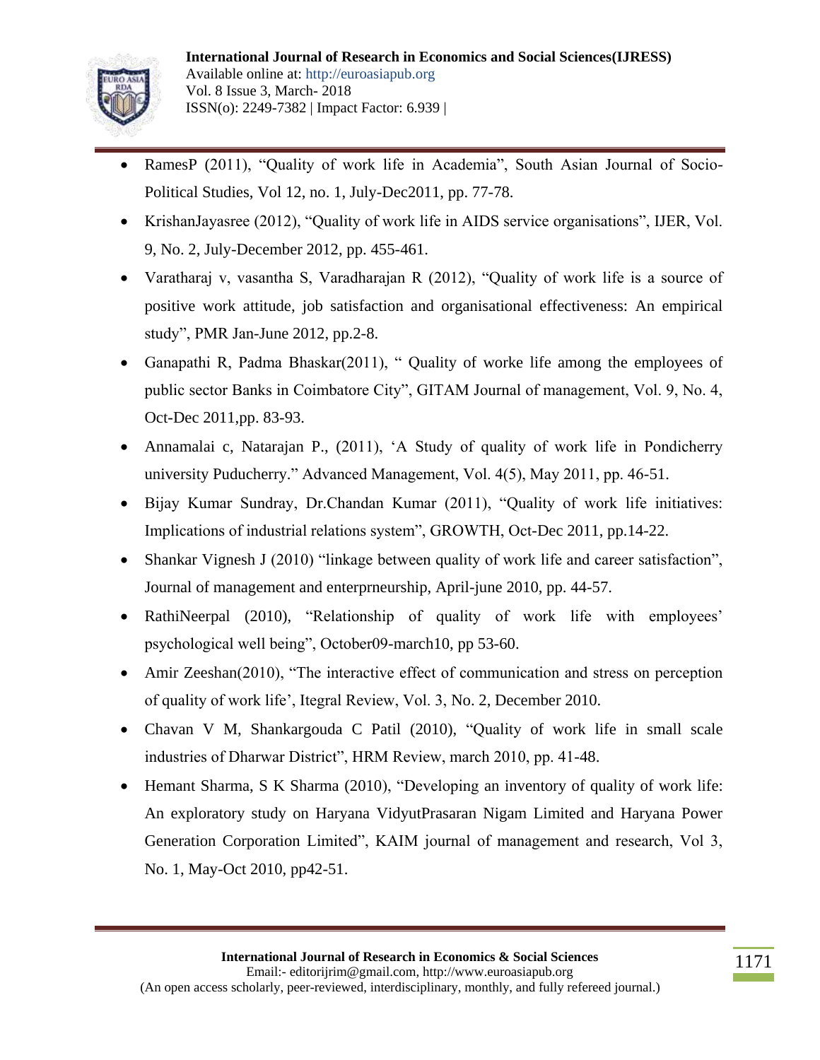- RamesP (2011), "Quality of work life in Academia", South Asian Journal of Socio-Political Studies, Vol 12, no. 1, July-Dec2011, pp. 77-78.
- KrishanJayasree (2012), "Quality of work life in AIDS service organisations", IJER, Vol. 9, No. 2, July-December 2012, pp. 455-461.
- Varatharaj v, vasantha S, Varadharajan R (2012), "Quality of work life is a source of positive work attitude, job satisfaction and organisational effectiveness: An empirical study", PMR Jan-June 2012, pp.2-8.
- Ganapathi R, Padma Bhaskar(2011), " Quality of worke life among the employees of public sector Banks in Coimbatore City", GITAM Journal of management, Vol. 9, No. 4, Oct-Dec 2011,pp. 83-93.
- Annamalai c, Natarajan P., (2011), 'A Study of quality of work life in Pondicherry university Puducherry." Advanced Management, Vol. 4(5), May 2011, pp. 46-51.
- Bijay Kumar Sundray, Dr.Chandan Kumar (2011), "Quality of work life initiatives: Implications of industrial relations system", GROWTH, Oct-Dec 2011, pp.14-22.
- Shankar Vignesh J (2010) "linkage between quality of work life and career satisfaction", Journal of management and enterprneurship, April-june 2010, pp. 44-57.
- RathiNeerpal (2010), "Relationship of quality of work life with employees' psychological well being", October09-march10, pp 53-60.
- Amir Zeeshan(2010), "The interactive effect of communication and stress on perception of quality of work life', Itegral Review, Vol. 3, No. 2, December 2010.
- Chavan V M, Shankargouda C Patil (2010), "Quality of work life in small scale industries of Dharwar District", HRM Review, march 2010, pp. 41-48.
- Hemant Sharma, S K Sharma (2010), "Developing an inventory of quality of work life: An exploratory study on Haryana VidyutPrasaran Nigam Limited and Haryana Power Generation Corporation Limited", KAIM journal of management and research, Vol 3, No. 1, May-Oct 2010, pp42-51.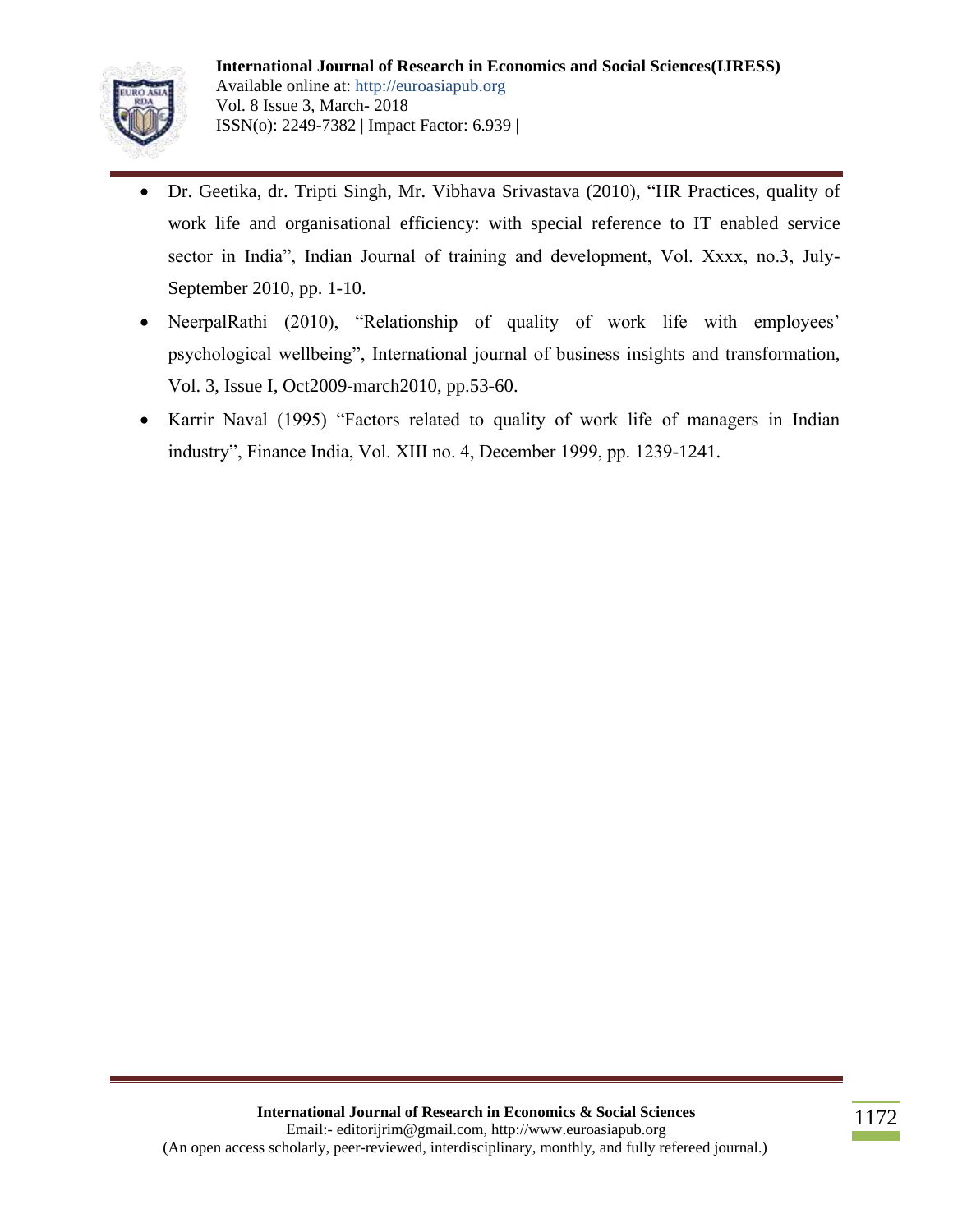- Dr. Geetika, dr. Tripti Singh, Mr. Vibhava Srivastava (2010), "HR Practices, quality of work life and organisational efficiency: with special reference to IT enabled service sector in India", Indian Journal of training and development, Vol. Xxxx, no.3, July-September 2010, pp. 1-10.
- NeerpalRathi (2010), "Relationship of quality of work life with employees' psychological wellbeing", International journal of business insights and transformation, Vol. 3, Issue I, Oct2009-march2010, pp.53-60.
- Karrir Naval (1995) "Factors related to quality of work life of managers in Indian industry", Finance India, Vol. XIII no. 4, December 1999, pp. 1239-1241.